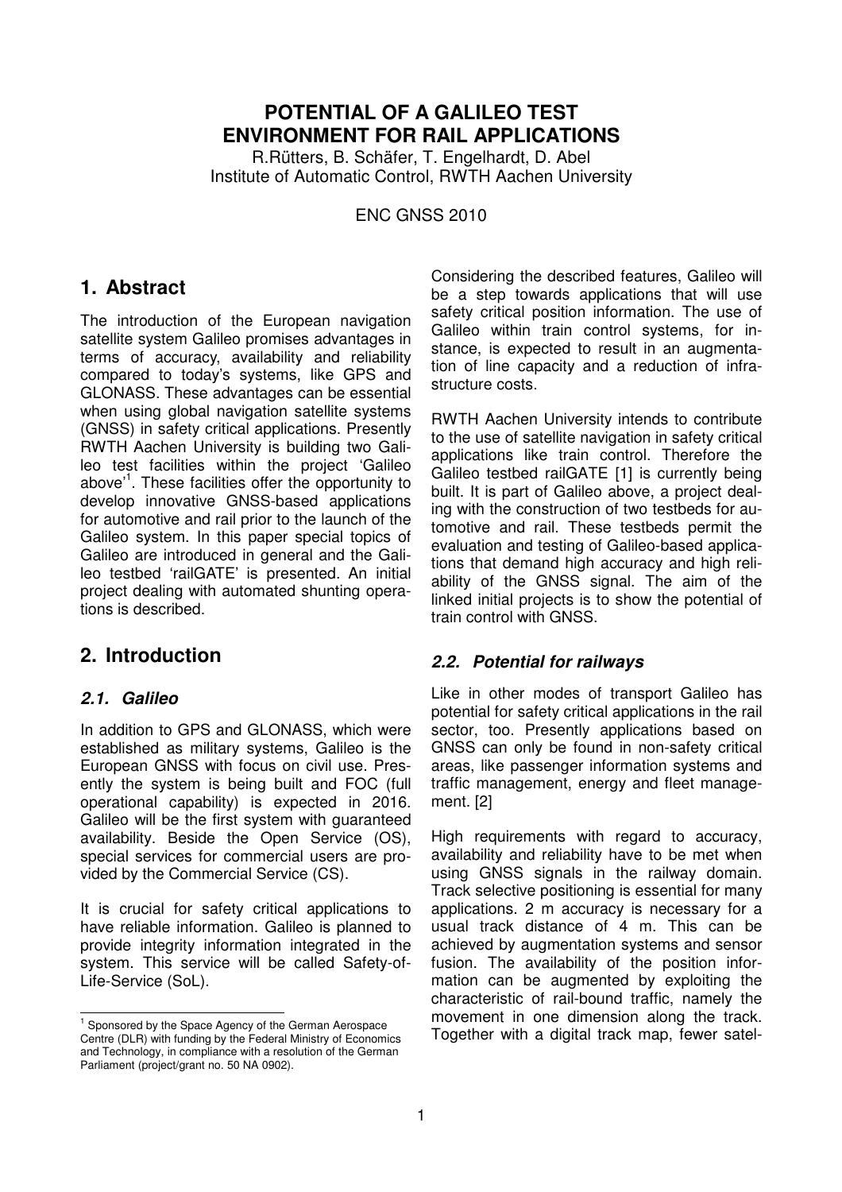# POTENTIAL OF A GALILEO TEST ENVIRONMENT FOR RAIL APPLICATIONS

R.Rütters, B. Schäfer, T. Engelhardt, D. Abel
Institute of Automatic Control, RWTH Aachen University

ENC GNSS 2010

## 1. Abstract

The introduction of the European navigation satellite system Galileo promises advantages in terms of accuracy, availability and reliability compared to today's systems, like GPS and GLONASS. These advantages can be essential when using global navigation satellite systems (GNSS) in safety critical applications. Presently RWTH Aachen University is building two Galileo test facilities within the project 'Galileo above'[1]. These facilities offer the opportunity to develop innovative GNSS-based applications for automotive and rail prior to the launch of the Galileo system. In this paper special topics of Galileo are introduced in general and the Galileo testbed 'railGATE' is presented. An initial project dealing with automated shunting operations is described.

## 2. Introduction

### 2.1. Galileo

In addition to GPS and GLONASS, which were established as military systems, Galileo is the European GNSS with focus on civil use. Presently the system is being built and FOC (full operational capability) is expected in 2016. Galileo will be the first system with guaranteed availability. Beside the Open Service (OS), special services for commercial users are provided by the Commercial Service (CS).

It is crucial for safety critical applications to have reliable information. Galileo is planned to provide integrity information integrated in the system. This service will be called Safety-of-Life-Service (SoL).

Considering the described features, Galileo will be a step towards applications that will use safety critical position information. The use of Galileo within train control systems, for instance, is expected to result in an augmentation of line capacity and a reduction of infrastructure costs.

RWTH Aachen University intends to contribute to the use of satellite navigation in safety critical applications like train control. Therefore the Galileo testbed railGATE [1] is currently being built. It is part of Galileo above, a project dealing with the construction of two testbeds for automotive and rail. These testbeds permit the evaluation and testing of Galileo-based applications that demand high accuracy and high reliability of the GNSS signal. The aim of the linked initial projects is to show the potential of train control with GNSS.

### 2.2. Potential for railways

Like in other modes of transport Galileo has potential for safety critical applications in the rail sector, too. Presently applications based on GNSS can only be found in non-safety critical areas, like passenger information systems and traffic management, energy and fleet management. [2]

High requirements with regard to accuracy, availability and reliability have to be met when using GNSS signals in the railway domain. Track selective positioning is essential for many applications. 2 m accuracy is necessary for a usual track distance of 4 m. This can be achieved by augmentation systems and sensor fusion. The availability of the position information can be augmented by exploiting the characteristic of rail-bound traffic, namely the movement in one dimension along the track. Together with a digital track map, fewer satel-

[1] Sponsored by the Space Agency of the German Aerospace Centre (DLR) with funding by the Federal Ministry of Economics and Technology, in compliance with a resolution of the German Parliament (project/grant no. 50 NA 0902).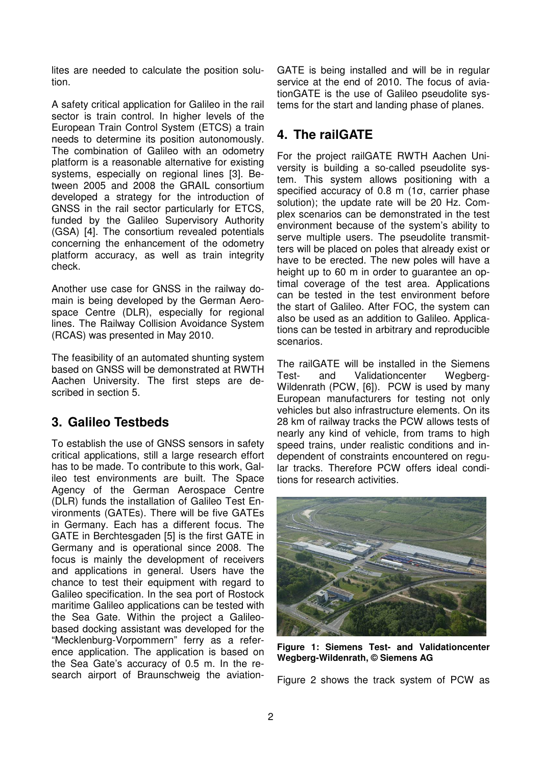lites are needed to calculate the position solution.

A safety critical application for Galileo in the rail sector is train control. In higher levels of the European Train Control System (ETCS) a train needs to determine its position autonomously. The combination of Galileo with an odometry platform is a reasonable alternative for existing systems, especially on regional lines [3]. Between 2005 and 2008 the GRAIL consortium developed a strategy for the introduction of GNSS in the rail sector particularly for ETCS, funded by the Galileo Supervisory Authority (GSA) [4]. The consortium revealed potentials concerning the enhancement of the odometry platform accuracy, as well as train integrity check.

Another use case for GNSS in the railway domain is being developed by the German Aerospace Centre (DLR), especially for regional lines. The Railway Collision Avoidance System (RCAS) was presented in May 2010.

The feasibility of an automated shunting system based on GNSS will be demonstrated at RWTH Aachen University. The first steps are described in section 5.

## 3. Galileo Testbeds

To establish the use of GNSS sensors in safety critical applications, still a large research effort has to be made. To contribute to this work, Galileo test environments are built. The Space Agency of the German Aerospace Centre (DLR) funds the installation of Galileo Test Environments (GATEs). There will be five GATEs in Germany. Each has a different focus. The GATE in Berchtesgaden [5] is the first GATE in Germany and is operational since 2008. The focus is mainly the development of receivers and applications in general. Users have the chance to test their equipment with regard to Galileo specification. In the sea port of Rostock maritime Galileo applications can be tested with the Sea Gate. Within the project a Galileo-based docking assistant was developed for the "Mecklenburg-Vorpommern" ferry as a reference application. The application is based on the Sea Gate's accuracy of 0.5 m. In the research airport of Braunschweig the aviationGATE is being installed and will be in regular service at the end of 2010. The focus of aviationGATE is the use of Galileo pseudolite systems for the start and landing phase of planes.

## 4. The railGATE

For the project railGATE RWTH Aachen University is building a so-called pseudolite system. This system allows positioning with a specified accuracy of 0.8 m (1σ, carrier phase solution); the update rate will be 20 Hz. Complex scenarios can be demonstrated in the test environment because of the system's ability to serve multiple users. The pseudolite transmitters will be placed on poles that already exist or have to be erected. The new poles will have a height up to 60 m in order to guarantee an optimal coverage of the test area. Applications can be tested in the test environment before the start of Galileo. After FOC, the system can also be used as an addition to Galileo. Applications can be tested in arbitrary and reproducible scenarios.

The railGATE will be installed in the Siemens Test- and Validationcenter Wegberg-Wildenrath (PCW, [6]). PCW is used by many European manufacturers for testing not only vehicles but also infrastructure elements. On its 28 km of railway tracks the PCW allows tests of nearly any kind of vehicle, from trams to high speed trains, under realistic conditions and independent of constraints encountered on regular tracks. Therefore PCW offers ideal conditions for research activities.

**Figure 1: Siemens Test- and Validationcenter Wegberg-Wildenrath, © Siemens AG**

Figure 2 shows the track system of PCW as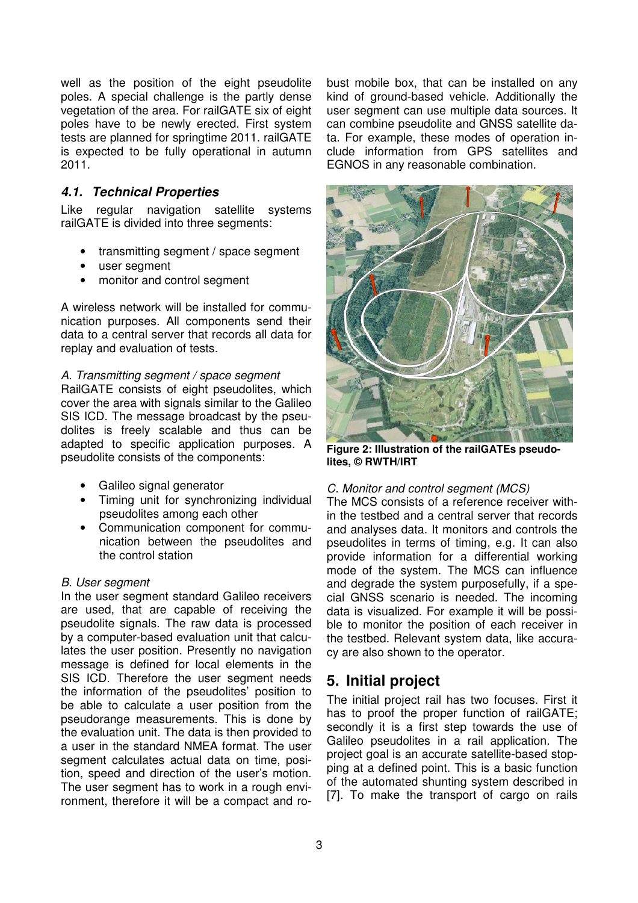well as the position of the eight pseudolite poles. A special challenge is the partly dense vegetation of the area. For railGATE six of eight poles have to be newly erected. First system tests are planned for springtime 2011. railGATE is expected to be fully operational in autumn 2011.

### *4.1. Technical Properties*

Like regular navigation satellite systems railGATE is divided into three segments:

- transmitting segment / space segment
- user segment
- monitor and control segment

A wireless network will be installed for communication purposes. All components send their data to a central server that records all data for replay and evaluation of tests.

*A. Transmitting segment / space segment*

RailGATE consists of eight pseudolites, which cover the area with signals similar to the Galileo SIS ICD. The message broadcast by the pseudolites is freely scalable and thus can be adapted to specific application purposes. A pseudolite consists of the components:

- Galileo signal generator
- Timing unit for synchronizing individual pseudolites among each other
- Communication component for communication between the pseudolites and the control station

*B. User segment*

In the user segment standard Galileo receivers are used, that are capable of receiving the pseudolite signals. The raw data is processed by a computer-based evaluation unit that calculates the user position. Presently no navigation message is defined for local elements in the SIS ICD. Therefore the user segment needs the information of the pseudolites' position to be able to calculate a user position from the pseudorange measurements. This is done by the evaluation unit. The data is then provided to a user in the standard NMEA format. The user segment calculates actual data on time, position, speed and direction of the user's motion. The user segment has to work in a rough environment, therefore it will be a compact and robust mobile box, that can be installed on any kind of ground-based vehicle. Additionally the user segment can use multiple data sources. It can combine pseudolite and GNSS satellite data. For example, these modes of operation include information from GPS satellites and EGNOS in any reasonable combination.

**Figure 2: Illustration of the railGATEs pseudolites, © RWTH/IRT**

*C. Monitor and control segment (MCS)*

The MCS consists of a reference receiver within the testbed and a central server that records and analyses data. It monitors and controls the pseudolites in terms of timing, e.g. It can also provide information for a differential working mode of the system. The MCS can influence and degrade the system purposefully, if a special GNSS scenario is needed. The incoming data is visualized. For example it will be possible to monitor the position of each receiver in the testbed. Relevant system data, like accuracy are also shown to the operator.

## 5. Initial project

The initial project rail has two focuses. First it has to proof the proper function of railGATE; secondly it is a first step towards the use of Galileo pseudolites in a rail application. The project goal is an accurate satellite-based stopping at a defined point. This is a basic function of the automated shunting system described in [7]. To make the transport of cargo on rails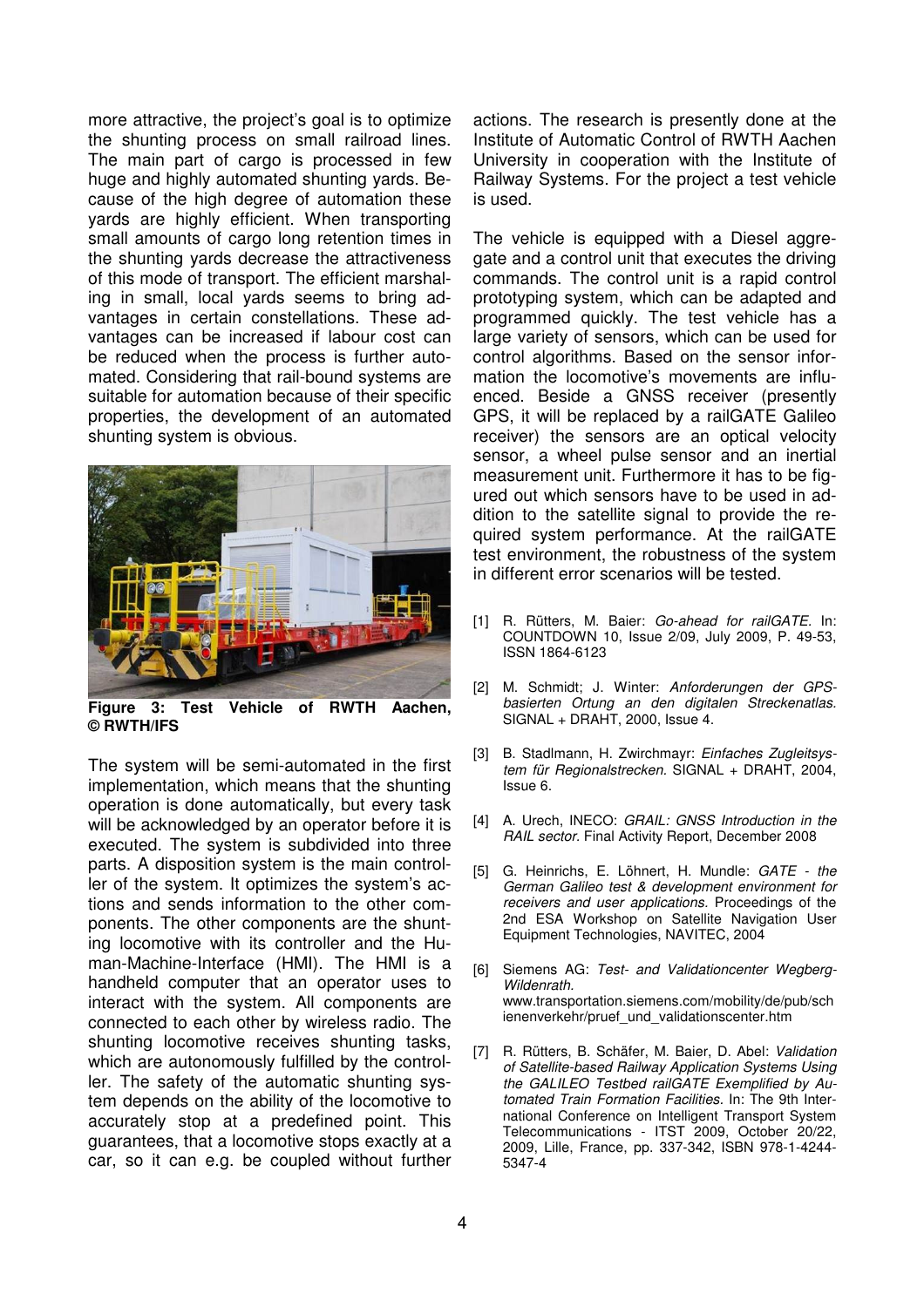more attractive, the project's goal is to optimize the shunting process on small railroad lines. The main part of cargo is processed in few huge and highly automated shunting yards. Because of the high degree of automation these yards are highly efficient. When transporting small amounts of cargo long retention times in the shunting yards decrease the attractiveness of this mode of transport. The efficient marshaling in small, local yards seems to bring advantages in certain constellations. These advantages can be increased if labour cost can be reduced when the process is further automated. Considering that rail-bound systems are suitable for automation because of their specific properties, the development of an automated shunting system is obvious.

**Figure 3: Test Vehicle of RWTH Aachen, © RWTH/IFS**

The system will be semi-automated in the first implementation, which means that the shunting operation is done automatically, but every task will be acknowledged by an operator before it is executed. The system is subdivided into three parts. A disposition system is the main controller of the system. It optimizes the system's actions and sends information to the other components. The other components are the shunting locomotive with its controller and the Human-Machine-Interface (HMI). The HMI is a handheld computer that an operator uses to interact with the system. All components are connected to each other by wireless radio. The shunting locomotive receives shunting tasks, which are autonomously fulfilled by the controller. The safety of the automatic shunting system depends on the ability of the locomotive to accurately stop at a predefined point. This guarantees, that a locomotive stops exactly at a car, so it can e.g. be coupled without further actions. The research is presently done at the Institute of Automatic Control of RWTH Aachen University in cooperation with the Institute of Railway Systems. For the project a test vehicle is used.

The vehicle is equipped with a Diesel aggregate and a control unit that executes the driving commands. The control unit is a rapid control prototyping system, which can be adapted and programmed quickly. The test vehicle has a large variety of sensors, which can be used for control algorithms. Based on the sensor information the locomotive's movements are influenced. Beside a GNSS receiver (presently GPS, it will be replaced by a railGATE Galileo receiver) the sensors are an optical velocity sensor, a wheel pulse sensor and an inertial measurement unit. Furthermore it has to be figured out which sensors have to be used in addition to the satellite signal to provide the required system performance. At the railGATE test environment, the robustness of the system in different error scenarios will be tested.

[1] R. Rütters, M. Baier: *Go-ahead for railGATE.* In: COUNTDOWN 10, Issue 2/09, July 2009, P. 49-53, ISSN 1864-6123

[2] M. Schmidt; J. Winter: *Anforderungen der GPS-basierten Ortung an den digitalen Streckenatlas.* SIGNAL + DRAHT, 2000, Issue 4.

[3] B. Stadlmann, H. Zwirchmayr: *Einfaches Zugleitsystem für Regionalstrecken.* SIGNAL + DRAHT, 2004, Issue 6.

[4] A. Urech, INECO: *GRAIL: GNSS Introduction in the RAIL sector.* Final Activity Report, December 2008

[5] G. Heinrichs, E. Löhnert, H. Mundle: *GATE - the German Galileo test & development environment for receivers and user applications.* Proceedings of the 2nd ESA Workshop on Satellite Navigation User Equipment Technologies, NAVITEC, 2004

[6] Siemens AG: *Test- and Validationcenter Wegberg-Wildenrath.* www.transportation.siemens.com/mobility/de/pub/schienenverkehr/pruef_und_validationscenter.htm

[7] R. Rütters, B. Schäfer, M. Baier, D. Abel: *Validation of Satellite-based Railway Application Systems Using the GALILEO Testbed railGATE Exemplified by Automated Train Formation Facilities.* In: The 9th International Conference on Intelligent Transport System Telecommunications - ITST 2009, October 20/22, 2009, Lille, France, pp. 337-342, ISBN 978-1-4244-5347-4